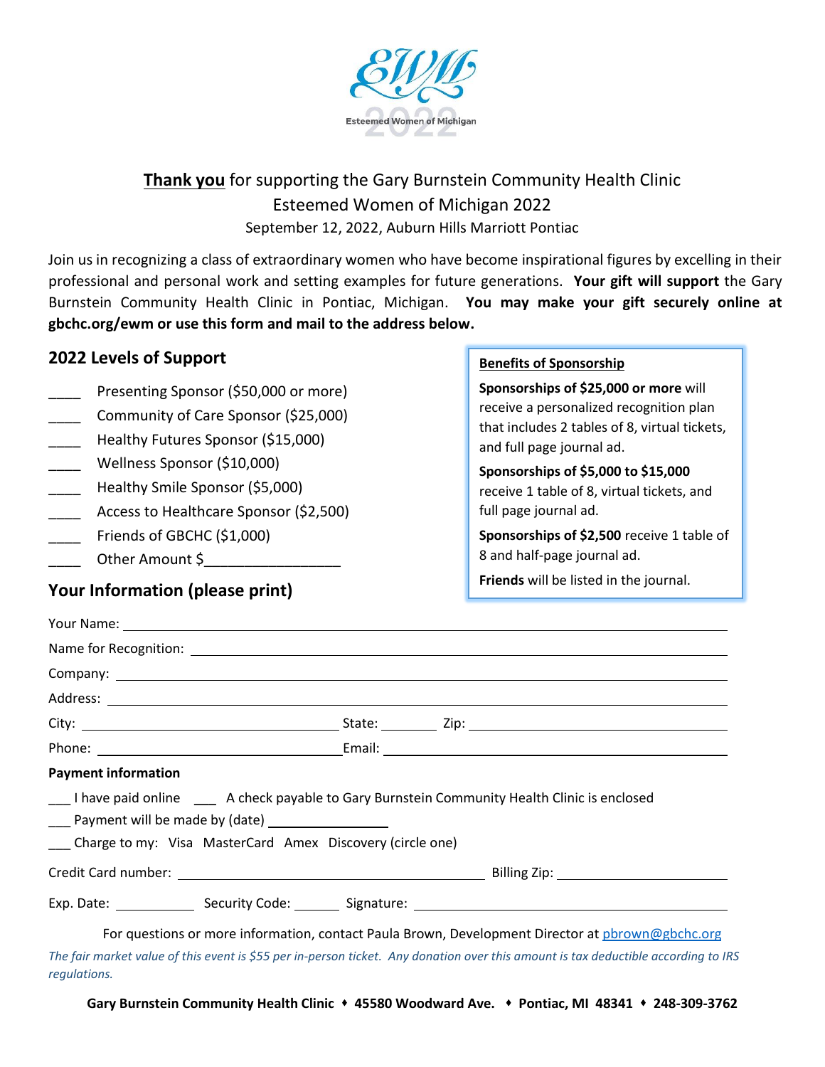EWM

Esteemed Women of Michigan 2022

**Thank you** for supporting the Gary Burnstein Community Health Clinic
Esteemed Women of Michigan 2022
September 12, 2022, Auburn Hills Marriott Pontiac

Join us in recognizing a class of extraordinary women who have become inspirational figures by excelling in their professional and personal work and setting examples for future generations. **Your gift will support** the Gary Burnstein Community Health Clinic in Pontiac, Michigan. **You may make your gift securely online at gbchc.org/ewm or use this form and mail to the address below.**

## 2022 Levels of Support

- ____ Presenting Sponsor ($50,000 or more)
- ____ Community of Care Sponsor ($25,000)
- ____ Healthy Futures Sponsor ($15,000)
- ____ Wellness Sponsor ($10,000)
- ____ Healthy Smile Sponsor ($5,000)
- ____ Access to Healthcare Sponsor ($2,500)
- ____ Friends of GBCHC ($1,000)
- ____ Other Amount $_________________

**Benefits of Sponsorship**

**Sponsorships of $25,000 or more** will receive a personalized recognition plan that includes 2 tables of 8, virtual tickets, and full page journal ad.

**Sponsorships of $5,000 to $15,000** receive 1 table of 8, virtual tickets, and full page journal ad.

**Sponsorships of $2,500** receive 1 table of 8 and half-page journal ad.

**Friends** will be listed in the journal.

## Your Information (please print)

Your Name: ______________________________

Name for Recognition: ______________________________

Company: ______________________________

Address: ______________________________

City: ____________________ State: ________ Zip: ____________________

Phone: ____________________ Email: ____________________

**Payment information**

___ I have paid online ___ A check payable to Gary Burnstein Community Health Clinic is enclosed

___ Payment will be made by (date) ________________

___ Charge to my: Visa MasterCard Amex Discovery (circle one)

Credit Card number: ______________________________ Billing Zip: ____________________

Exp. Date: ___________ Security Code: _______ Signature: ______________________________

For questions or more information, contact Paula Brown, Development Director at pbrown@gbchc.org

*The fair market value of this event is $55 per in-person ticket. Any donation over this amount is tax deductible according to IRS regulations.*

**Gary Burnstein Community Health Clinic ♦ 45580 Woodward Ave. ♦ Pontiac, MI 48341 ♦ 248-309-3762**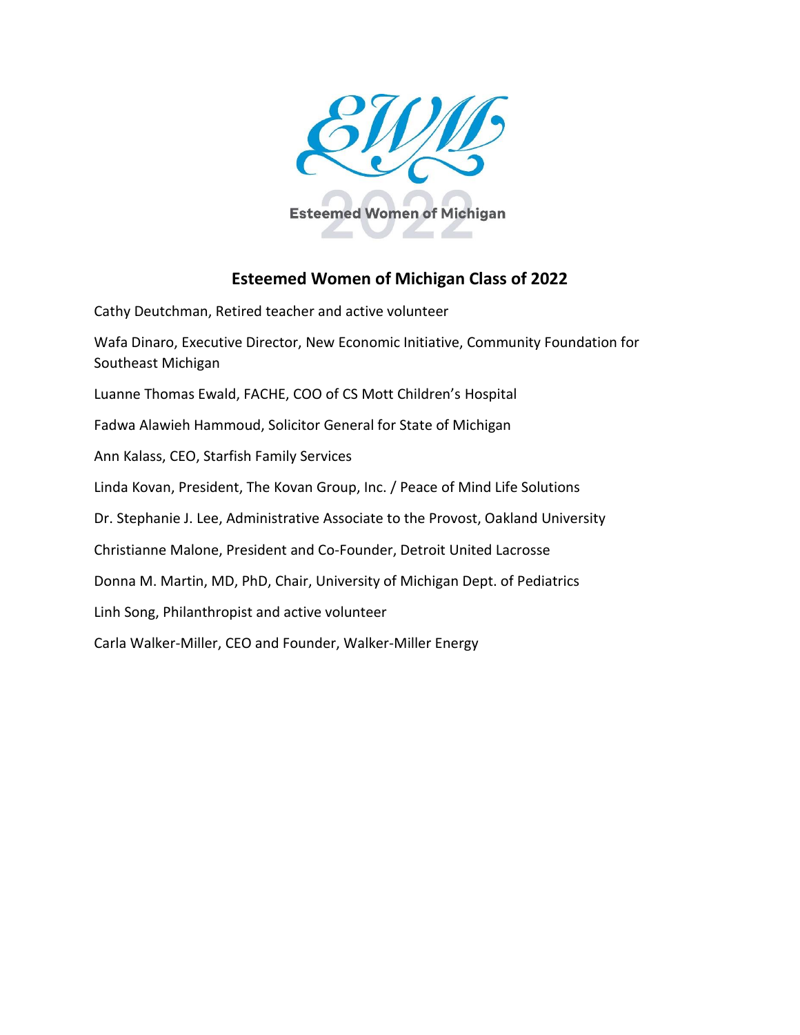## Esteemed Women of Michigan Class of 2022

Cathy Deutchman, Retired teacher and active volunteer

Wafa Dinaro, Executive Director, New Economic Initiative, Community Foundation for Southeast Michigan

Luanne Thomas Ewald, FACHE, COO of CS Mott Children's Hospital

Fadwa Alawieh Hammoud, Solicitor General for State of Michigan

Ann Kalass, CEO, Starfish Family Services

Linda Kovan, President, The Kovan Group, Inc. / Peace of Mind Life Solutions

Dr. Stephanie J. Lee, Administrative Associate to the Provost, Oakland University

Christianne Malone, President and Co-Founder, Detroit United Lacrosse

Donna M. Martin, MD, PhD, Chair, University of Michigan Dept. of Pediatrics

Linh Song, Philanthropist and active volunteer

Carla Walker-Miller, CEO and Founder, Walker-Miller Energy